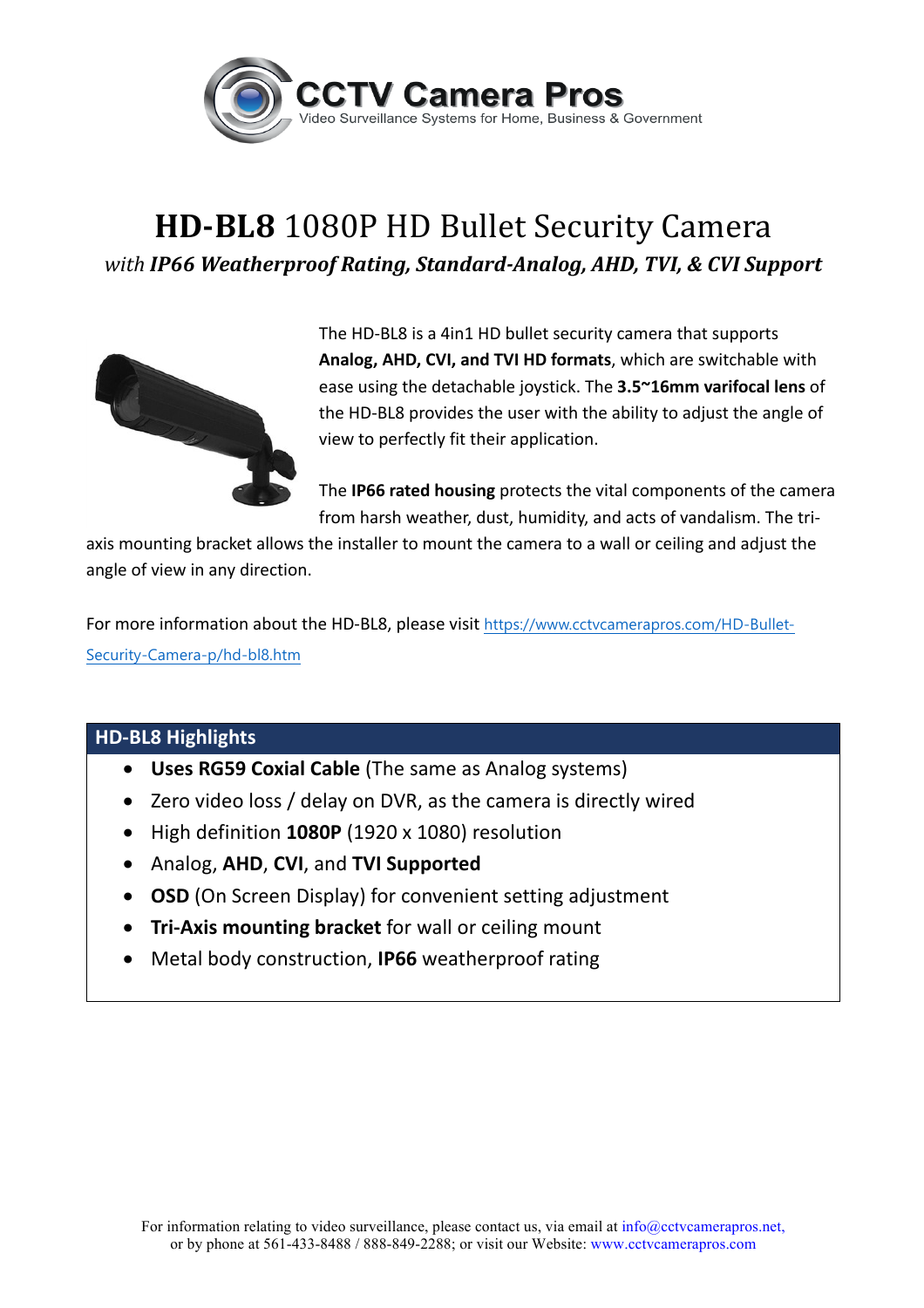CCTV Camera Pros
Video Surveillance Systems for Home, Business & Government

# **HD-BL8** 1080P HD Bullet Security Camera

*with **IP66 Weatherproof Rating, Standard-Analog, AHD, TVI, & CVI Support***

The HD-BL8 is a 4in1 HD bullet security camera that supports **Analog, AHD, CVI, and TVI HD formats**, which are switchable with ease using the detachable joystick. The **3.5~16mm varifocal lens** of the HD-BL8 provides the user with the ability to adjust the angle of view to perfectly fit their application.

The **IP66 rated housing** protects the vital components of the camera from harsh weather, dust, humidity, and acts of vandalism. The tri-axis mounting bracket allows the installer to mount the camera to a wall or ceiling and adjust the angle of view in any direction.

For more information about the HD-BL8, please visit https://www.cctvcamerapros.com/HD-Bullet-Security-Camera-p/hd-bl8.htm

## HD-BL8 Highlights

- **Uses RG59 Coxial Cable** (The same as Analog systems)
- Zero video loss / delay on DVR, as the camera is directly wired
- High definition **1080P** (1920 x 1080) resolution
- Analog, **AHD**, **CVI**, and **TVI Supported**
- **OSD** (On Screen Display) for convenient setting adjustment
- **Tri-Axis mounting bracket** for wall or ceiling mount
- Metal body construction, **IP66** weatherproof rating

For information relating to video surveillance, please contact us, via email at info@cctvcamerapros.net, or by phone at 561-433-8488 / 888-849-2288; or visit our Website: www.cctvcamerapros.com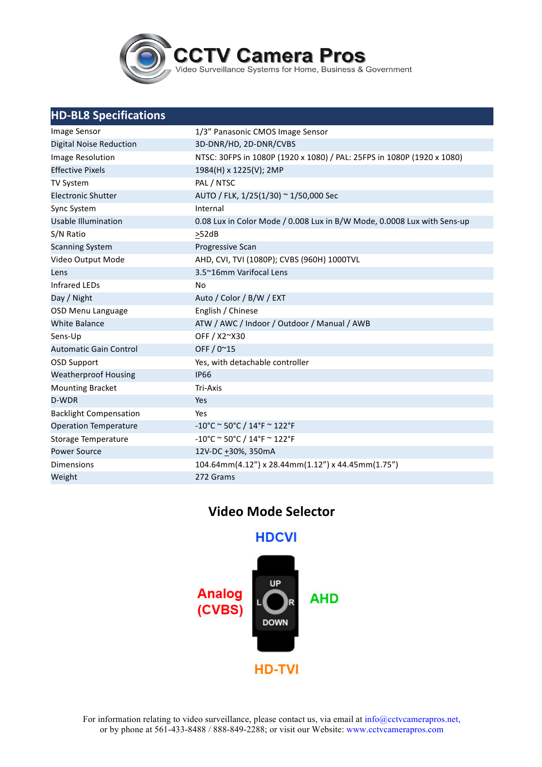# CCTV Camera Pros

Video Surveillance Systems for Home, Business & Government

## HD-BL8 Specifications

| | |
|---|---|
| Image Sensor | 1/3" Panasonic CMOS Image Sensor |
| Digital Noise Reduction | 3D-DNR/HD, 2D-DNR/CVBS |
| Image Resolution | NTSC: 30FPS in 1080P (1920 x 1080) / PAL: 25FPS in 1080P (1920 x 1080) |
| Effective Pixels | 1984(H) x 1225(V); 2MP |
| TV System | PAL / NTSC |
| Electronic Shutter | AUTO / FLK, 1/25(1/30) ~ 1/50,000 Sec |
| Sync System | Internal |
| Usable Illumination | 0.08 Lux in Color Mode / 0.008 Lux in B/W Mode, 0.0008 Lux with Sens-up |
| S/N Ratio | >52dB |
| Scanning System | Progressive Scan |
| Video Output Mode | AHD, CVI, TVI (1080P); CVBS (960H) 1000TVL |
| Lens | 3.5~16mm Varifocal Lens |
| Infrared LEDs | No |
| Day / Night | Auto / Color / B/W / EXT |
| OSD Menu Language | English / Chinese |
| White Balance | ATW / AWC / Indoor / Outdoor / Manual / AWB |
| Sens-Up | OFF / X2~X30 |
| Automatic Gain Control | OFF / 0~15 |
| OSD Support | Yes, with detachable controller |
| Weatherproof Housing | IP66 |
| Mounting Bracket | Tri-Axis |
| D-WDR | Yes |
| Backlight Compensation | Yes |
| Operation Temperature | -10°C ~ 50°C / 14°F ~ 122°F |
| Storage Temperature | -10°C ~ 50°C / 14°F ~ 122°F |
| Power Source | 12V-DC ±30%, 350mA |
| Dimensions | 104.64mm(4.12") x 28.44mm(1.12") x 44.45mm(1.75") |
| Weight | 272 Grams |

## Video Mode Selector

HDCVI

UP

L

R

DOWN

Analog (CVBS)

AHD

HD-TVI

For information relating to video surveillance, please contact us, via email at info@cctvcamerapros.net, or by phone at 561-433-8488 / 888-849-2288; or visit our Website: www.cctvcamerapros.com